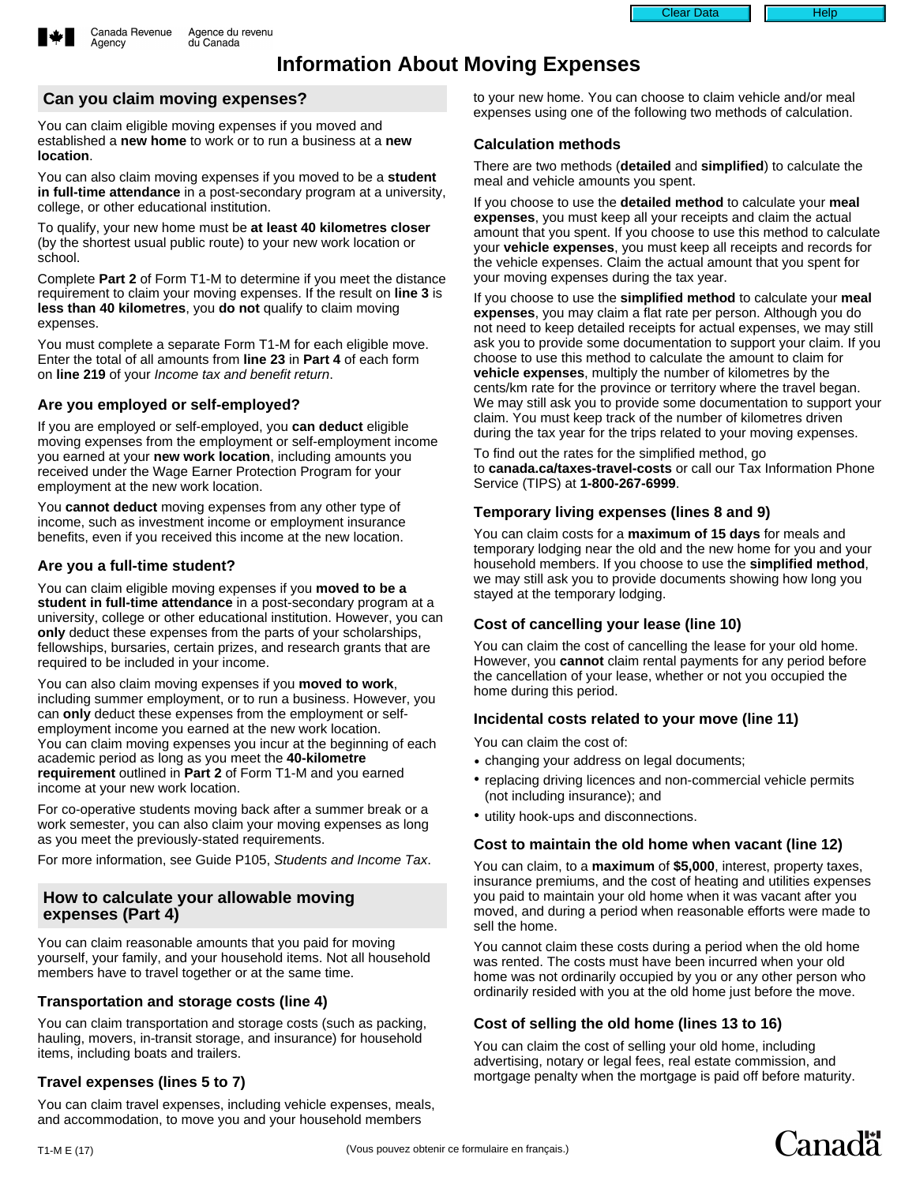Canada Revenue Agency / Agence du revenu du Canada

# Information About Moving Expenses

## Can you claim moving expenses?

You can claim eligible moving expenses if you moved and established a **new home** to work or to run a business at a **new location**.

You can also claim moving expenses if you moved to be a **student in full-time attendance** in a post-secondary program at a university, college, or other educational institution.

To qualify, your new home must be **at least 40 kilometres closer** (by the shortest usual public route) to your new work location or school.

Complete **Part 2** of Form T1-M to determine if you meet the distance requirement to claim your moving expenses. If the result on **line 3** is **less than 40 kilometres**, you **do not** qualify to claim moving expenses.

You must complete a separate Form T1-M for each eligible move. Enter the total of all amounts from **line 23** in **Part 4** of each form on **line 219** of your *Income tax and benefit return*.

### Are you employed or self-employed?

If you are employed or self-employed, you **can deduct** eligible moving expenses from the employment or self-employment income you earned at your **new work location**, including amounts you received under the Wage Earner Protection Program for your employment at the new work location.

You **cannot deduct** moving expenses from any other type of income, such as investment income or employment insurance benefits, even if you received this income at the new location.

### Are you a full-time student?

You can claim eligible moving expenses if you **moved to be a student in full-time attendance** in a post-secondary program at a university, college or other educational institution. However, you can **only** deduct these expenses from the parts of your scholarships, fellowships, bursaries, certain prizes, and research grants that are required to be included in your income.

You can also claim moving expenses if you **moved to work**, including summer employment, or to run a business. However, you can **only** deduct these expenses from the employment or self-employment income you earned at the new work location.
You can claim moving expenses you incur at the beginning of each academic period as long as you meet the **40-kilometre requirement** outlined in **Part 2** of Form T1-M and you earned income at your new work location.

For co-operative students moving back after a summer break or a work semester, you can also claim your moving expenses as long as you meet the previously-stated requirements.

For more information, see Guide P105, *Students and Income Tax*.

## How to calculate your allowable moving expenses (Part 4)

You can claim reasonable amounts that you paid for moving yourself, your family, and your household items. Not all household members have to travel together or at the same time.

### Transportation and storage costs (line 4)

You can claim transportation and storage costs (such as packing, hauling, movers, in-transit storage, and insurance) for household items, including boats and trailers.

### Travel expenses (lines 5 to 7)

You can claim travel expenses, including vehicle expenses, meals, and accommodation, to move you and your household members to your new home. You can choose to claim vehicle and/or meal expenses using one of the following two methods of calculation.

### Calculation methods

There are two methods (**detailed** and **simplified**) to calculate the meal and vehicle amounts you spent.

If you choose to use the **detailed method** to calculate your **meal expenses**, you must keep all your receipts and claim the actual amount that you spent. If you choose to use this method to calculate your **vehicle expenses**, you must keep all receipts and records for the vehicle expenses. Claim the actual amount that you spent for your moving expenses during the tax year.

If you choose to use the **simplified method** to calculate your **meal expenses**, you may claim a flat rate per person. Although you do not need to keep detailed receipts for actual expenses, we may still ask you to provide some documentation to support your claim. If you choose to use this method to calculate the amount to claim for **vehicle expenses**, multiply the number of kilometres by the cents/km rate for the province or territory where the travel began. We may still ask you to provide some documentation to support your claim. You must keep track of the number of kilometres driven during the tax year for the trips related to your moving expenses.

To find out the rates for the simplified method, go to **canada.ca/taxes-travel-costs** or call our Tax Information Phone Service (TIPS) at **1-800-267-6999**.

### Temporary living expenses (lines 8 and 9)

You can claim costs for a **maximum of 15 days** for meals and temporary lodging near the old and the new home for you and your household members. If you choose to use the **simplified method**, we may still ask you to provide documents showing how long you stayed at the temporary lodging.

### Cost of cancelling your lease (line 10)

You can claim the cost of cancelling the lease for your old home. However, you **cannot** claim rental payments for any period before the cancellation of your lease, whether or not you occupied the home during this period.

### Incidental costs related to your move (line 11)

You can claim the cost of:

- changing your address on legal documents;
- replacing driving licences and non-commercial vehicle permits (not including insurance); and
- utility hook-ups and disconnections.

### Cost to maintain the old home when vacant (line 12)

You can claim, to a **maximum** of **$5,000**, interest, property taxes, insurance premiums, and the cost of heating and utilities expenses you paid to maintain your old home when it was vacant after you moved, and during a period when reasonable efforts were made to sell the home.

You cannot claim these costs during a period when the old home was rented. The costs must have been incurred when your old home was not ordinarily occupied by you or any other person who ordinarily resided with you at the old home just before the move.

### Cost of selling the old home (lines 13 to 16)

You can claim the cost of selling your old home, including advertising, notary or legal fees, real estate commission, and mortgage penalty when the mortgage is paid off before maturity.

T1-M E (17)

(Vous pouvez obtenir ce formulaire en français.)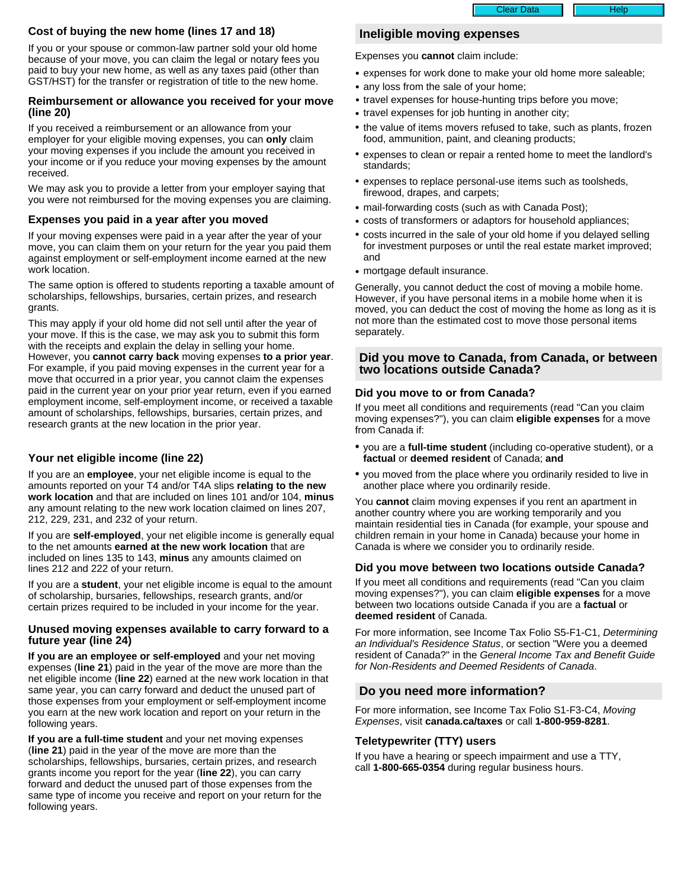### Cost of buying the new home (lines 17 and 18)

If you or your spouse or common-law partner sold your old home because of your move, you can claim the legal or notary fees you paid to buy your new home, as well as any taxes paid (other than GST/HST) for the transfer or registration of title to the new home.

### Reimbursement or allowance you received for your move (line 20)

If you received a reimbursement or an allowance from your employer for your eligible moving expenses, you can **only** claim your moving expenses if you include the amount you received in your income or if you reduce your moving expenses by the amount received.

We may ask you to provide a letter from your employer saying that you were not reimbursed for the moving expenses you are claiming.

### Expenses you paid in a year after you moved

If your moving expenses were paid in a year after the year of your move, you can claim them on your return for the year you paid them against employment or self-employment income earned at the new work location.

The same option is offered to students reporting a taxable amount of scholarships, fellowships, bursaries, certain prizes, and research grants.

This may apply if your old home did not sell until after the year of your move. If this is the case, we may ask you to submit this form with the receipts and explain the delay in selling your home. However, you **cannot carry back** moving expenses **to a prior year**. For example, if you paid moving expenses in the current year for a move that occurred in a prior year, you cannot claim the expenses paid in the current year on your prior year return, even if you earned employment income, self-employment income, or received a taxable amount of scholarships, fellowships, bursaries, certain prizes, and research grants at the new location in the prior year.

### Your net eligible income (line 22)

If you are an **employee**, your net eligible income is equal to the amounts reported on your T4 and/or T4A slips **relating to the new work location** and that are included on lines 101 and/or 104, **minus** any amount relating to the new work location claimed on lines 207, 212, 229, 231, and 232 of your return.

If you are **self-employed**, your net eligible income is generally equal to the net amounts **earned at the new work location** that are included on lines 135 to 143, **minus** any amounts claimed on lines 212 and 222 of your return.

If you are a **student**, your net eligible income is equal to the amount of scholarship, bursaries, fellowships, research grants, and/or certain prizes required to be included in your income for the year.

### Unused moving expenses available to carry forward to a future year (line 24)

**If you are an employee or self-employed** and your net moving expenses (**line 21**) paid in the year of the move are more than the net eligible income (**line 22**) earned at the new work location in that same year, you can carry forward and deduct the unused part of those expenses from your employment or self-employment income you earn at the new work location and report on your return in the following years.

**If you are a full-time student** and your net moving expenses (**line 21**) paid in the year of the move are more than the scholarships, fellowships, bursaries, certain prizes, and research grants income you report for the year (**line 22**), you can carry forward and deduct the unused part of those expenses from the same type of income you receive and report on your return for the following years.

## Ineligible moving expenses

Expenses you **cannot** claim include:

- expenses for work done to make your old home more saleable;
- any loss from the sale of your home;
- travel expenses for house-hunting trips before you move;
- travel expenses for job hunting in another city;
- the value of items movers refused to take, such as plants, frozen food, ammunition, paint, and cleaning products;
- expenses to clean or repair a rented home to meet the landlord's standards;
- expenses to replace personal-use items such as toolsheds, firewood, drapes, and carpets;
- mail-forwarding costs (such as with Canada Post);
- costs of transformers or adaptors for household appliances;
- costs incurred in the sale of your old home if you delayed selling for investment purposes or until the real estate market improved; and
- mortgage default insurance.

Generally, you cannot deduct the cost of moving a mobile home. However, if you have personal items in a mobile home when it is moved, you can deduct the cost of moving the home as long as it is not more than the estimated cost to move those personal items separately.

## Did you move to Canada, from Canada, or between two locations outside Canada?

### Did you move to or from Canada?

If you meet all conditions and requirements (read "Can you claim moving expenses?"), you can claim **eligible expenses** for a move from Canada if:

- you are a **full-time student** (including co-operative student), or a **factual** or **deemed resident** of Canada; **and**
- you moved from the place where you ordinarily resided to live in another place where you ordinarily reside.

You **cannot** claim moving expenses if you rent an apartment in another country where you are working temporarily and you maintain residential ties in Canada (for example, your spouse and children remain in your home in Canada) because your home in Canada is where we consider you to ordinarily reside.

### Did you move between two locations outside Canada?

If you meet all conditions and requirements (read "Can you claim moving expenses?"), you can claim **eligible expenses** for a move between two locations outside Canada if you are a **factual** or **deemed resident** of Canada.

For more information, see Income Tax Folio S5-F1-C1, *Determining an Individual's Residence Status*, or section "Were you a deemed resident of Canada?" in the *General Income Tax and Benefit Guide for Non-Residents and Deemed Residents of Canada*.

## Do you need more information?

For more information, see Income Tax Folio S1-F3-C4, *Moving Expenses*, visit **canada.ca/taxes** or call **1-800-959-8281**.

### Teletypewriter (TTY) users

If you have a hearing or speech impairment and use a TTY, call **1-800-665-0354** during regular business hours.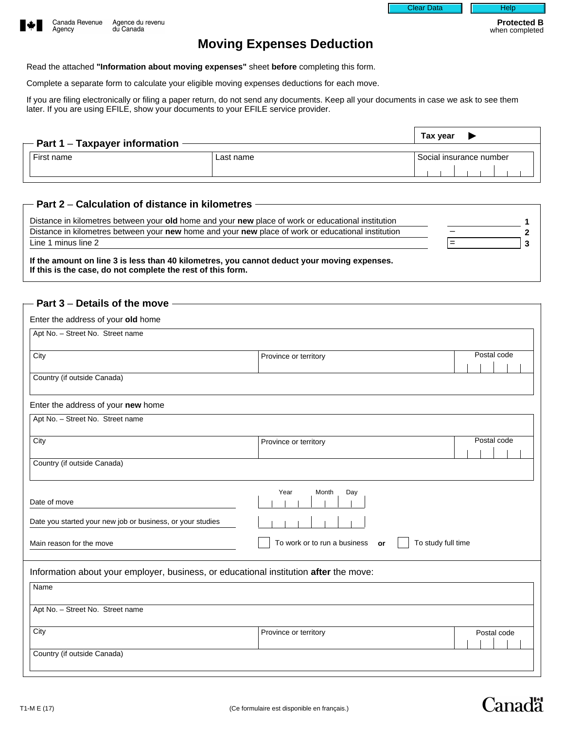Clear Data | Help

Canada Revenue Agency / Agence du revenu du Canada

**Protected B** when completed

# Moving Expenses Deduction

Read the attached **"Information about moving expenses"** sheet **before** completing this form.

Complete a separate form to calculate your eligible moving expenses deductions for each move.

If you are filing electronically or filing a paper return, do not send any documents. Keep all your documents in case we ask to see them later. If you are using EFILE, show your documents to your EFILE service provider.

**Tax year** ▶

## Part 1 – Taxpayer information

| First name | Last name | Social insurance number |
|---|---|---|
| | | |

## Part 2 – Calculation of distance in kilometres

| | | |
|---|---|---|
| Distance in kilometres between your **old** home and your **new** place of work or educational institution | | 1 |
| Distance in kilometres between your **new** home and your **new** place of work or educational institution | – | 2 |
| Line 1 minus line 2 | = | 3 |

**If the amount on line 3 is less than 40 kilometres, you cannot deduct your moving expenses. If this is the case, do not complete the rest of this form.**

## Part 3 – Details of the move

Enter the address of your **old** home

| Apt No. – Street No. Street name | | |
|---|---|---|
| City | Province or territory | Postal code |
| Country (if outside Canada) | | |

Enter the address of your **new** home

| Apt No. – Street No. Street name | | |
|---|---|---|
| City | Province or territory | Postal code |
| Country (if outside Canada) | | |

| | Year | Month | Day |
|---|---|---|---|
| Date of move | | | |
| Date you started your new job or business, or your studies | | | |

Main reason for the move ☐ To work or to run a business **or** ☐ To study full time

Information about your employer, business, or educational institution **after** the move:

| Name | | |
|---|---|---|
| Apt No. – Street No. Street name | | |
| City | Province or territory | Postal code |
| Country (if outside Canada) | | |

T1-M E (17)

(Ce formulaire est disponible en français.)

Canada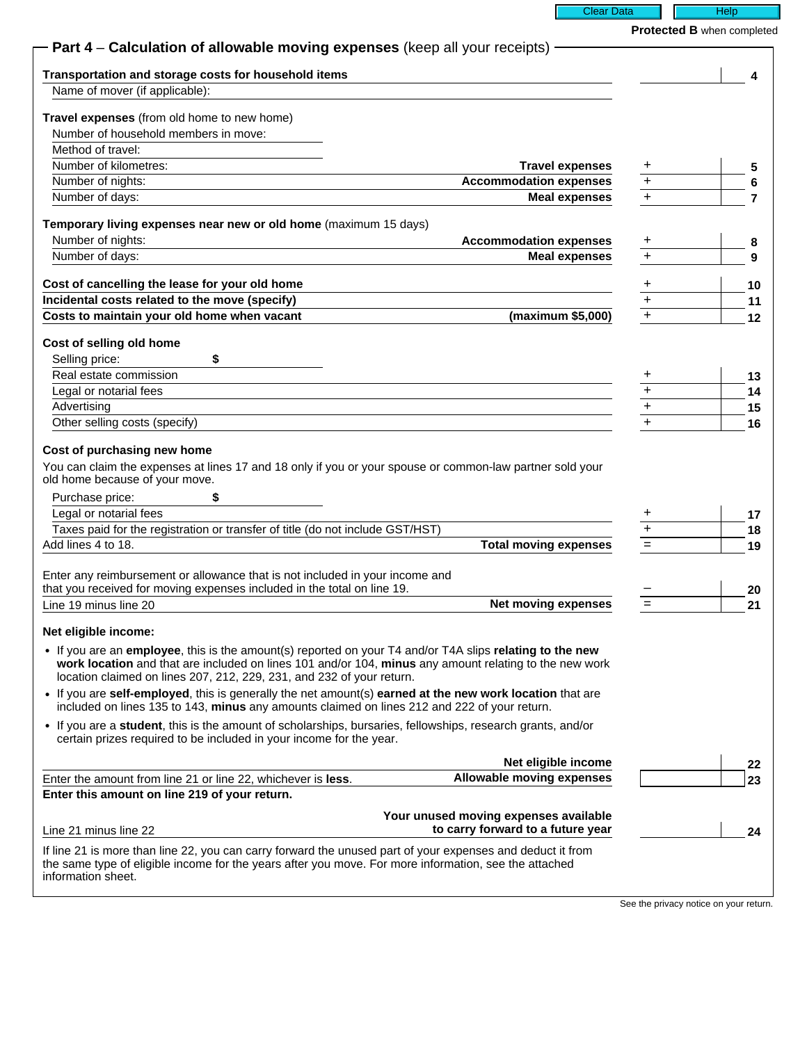Protected B when completed

## Part 4 – Calculation of allowable moving expenses (keep all your receipts)

| | | | |
|---|---|---|---|
| **Transportation and storage costs for household items** | | | 4 |
| Name of mover (if applicable): | | | |
| **Travel expenses** (from old home to new home) | | | |
| Number of household members in move: | | | |
| Method of travel: | | | |
| Number of kilometres: | **Travel expenses** | + | 5 |
| Number of nights: | **Accommodation expenses** | + | 6 |
| Number of days: | **Meal expenses** | + | 7 |
| **Temporary living expenses near new or old home** (maximum 15 days) | | | |
| Number of nights: | **Accommodation expenses** | + | 8 |
| Number of days: | **Meal expenses** | + | 9 |
| **Cost of cancelling the lease for your old home** | | + | 10 |
| **Incidental costs related to the move (specify)** | | + | 11 |
| **Costs to maintain your old home when vacant** | **(maximum $5,000)** | + | 12 |
| **Cost of selling old home** | | | |
| Selling price: $ | | | |
| Real estate commission | | + | 13 |
| Legal or notarial fees | | + | 14 |
| Advertising | | + | 15 |
| Other selling costs (specify) | | + | 16 |

**Cost of purchasing new home**

You can claim the expenses at lines 17 and 18 only if you or your spouse or common-law partner sold your old home because of your move.

| | | | |
|---|---|---|---|
| Purchase price: $ | | | |
| Legal or notarial fees | | + | 17 |
| Taxes paid for the registration or transfer of title (do not include GST/HST) | | + | 18 |
| Add lines 4 to 18. | **Total moving expenses** | = | 19 |
| Enter any reimbursement or allowance that is not included in your income and that you received for moving expenses included in the total on line 19. | | – | 20 |
| Line 19 minus line 20 | **Net moving expenses** | = | 21 |

**Net eligible income:**

- If you are an **employee**, this is the amount(s) reported on your T4 and/or T4A slips **relating to the new work location** and that are included on lines 101 and/or 104, **minus** any amount relating to the new work location claimed on lines 207, 212, 229, 231, and 232 of your return.
- If you are **self-employed**, this is generally the net amount(s) **earned at the new work location** that are included on lines 135 to 143, **minus** any amounts claimed on lines 212 and 222 of your return.
- If you are a **student**, this is the amount of scholarships, bursaries, fellowships, research grants, and/or certain prizes required to be included in your income for the year.

| | | | |
|---|---|---|---|
| | **Net eligible income** | | 22 |
| Enter the amount from line 21 or line 22, whichever is **less**. | **Allowable moving expenses** | | 23 |
| **Enter this amount on line 219 of your return.** | | | |
| Line 21 minus line 22 | **Your unused moving expenses available to carry forward to a future year** | | 24 |

If line 21 is more than line 22, you can carry forward the unused part of your expenses and deduct it from the same type of eligible income for the years after you move. For more information, see the attached information sheet.

See the privacy notice on your return.